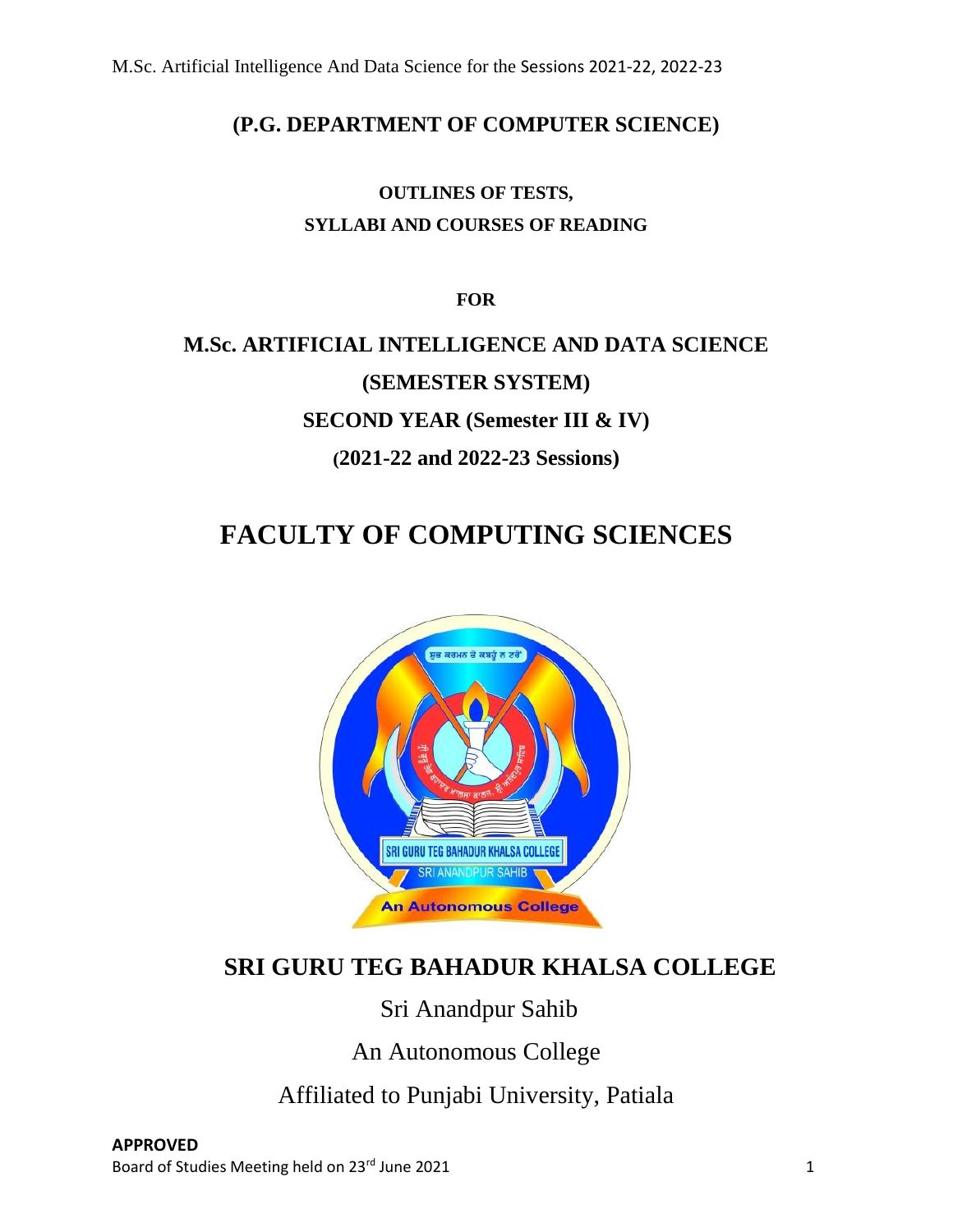**(P.G. DEPARTMENT OF COMPUTER SCIENCE)**

**OUTLINES OF TESTS,**

**SYLLABI AND COURSES OF READING**

**FOR**

# M.Sc. ARTIFICIAL INTELLIGENCE AND DATA SCIENCE

**(SEMESTER SYSTEM)**

**SECOND YEAR (Semester III & IV)**

**(2021-22 and 2022-23 Sessions)**

# FACULTY OF COMPUTING SCIENCES

## SRI GURU TEG BAHADUR KHALSA COLLEGE

Sri Anandpur Sahib

An Autonomous College

Affiliated to Punjabi University, Patiala

**APPROVED**

Board of Studies Meeting held on 23rd June 2021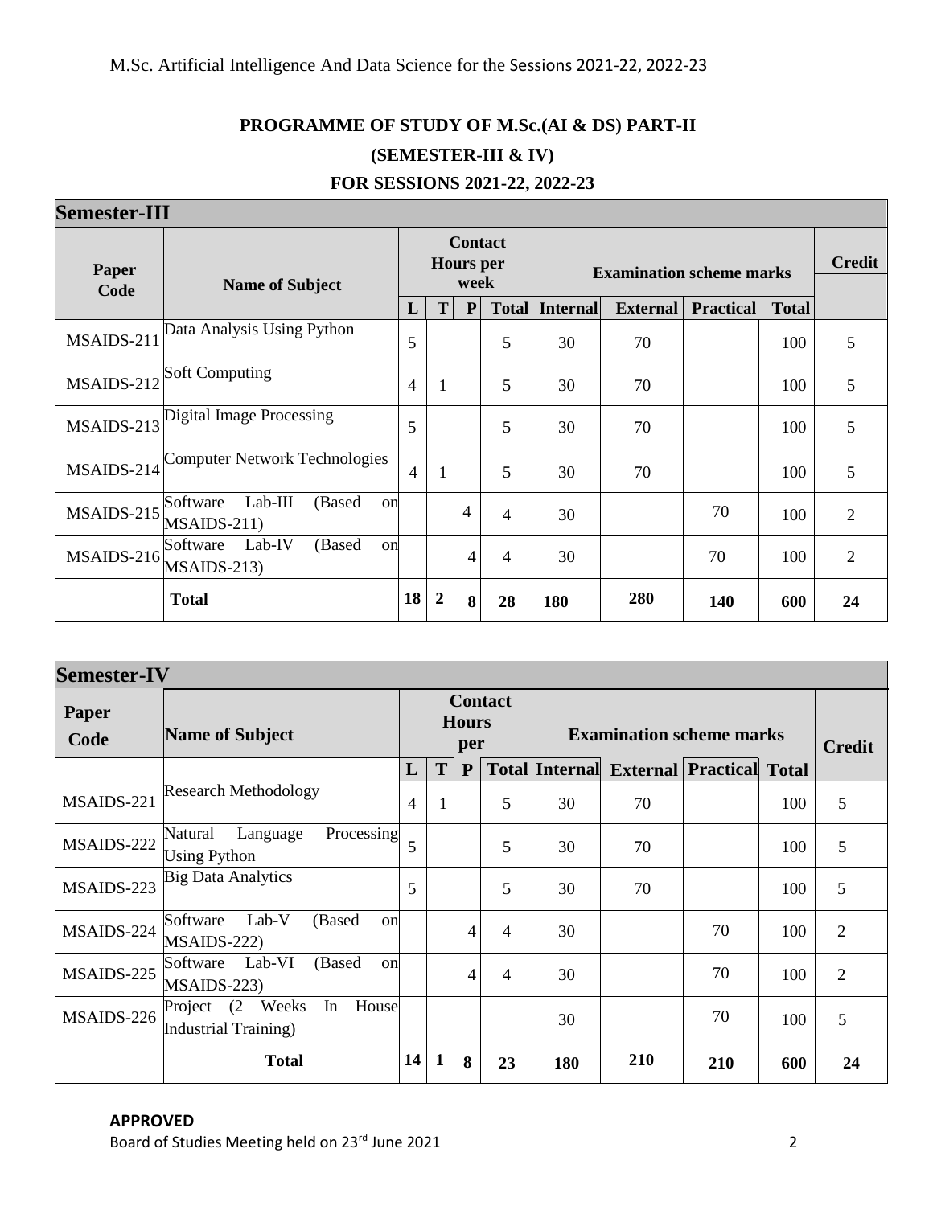# PROGRAMME OF STUDY OF M.Sc.(AI & DS) PART-II

## (SEMESTER-III & IV)

## FOR SESSIONS 2021-22, 2022-23

**Semester-III**

| Paper Code | Name of Subject | Contact Hours per week | | | | Examination scheme marks | | | | Credit |
|---|---|---|---|---|---|---|---|---|---|---|
| | | L | T | P | Total | Internal | External | Practical | Total | |
| MSAIDS-211 | Data Analysis Using Python | 5 | | | 5 | 30 | 70 | | 100 | 5 |
| MSAIDS-212 | Soft Computing | 4 | 1 | | 5 | 30 | 70 | | 100 | 5 |
| MSAIDS-213 | Digital Image Processing | 5 | | | 5 | 30 | 70 | | 100 | 5 |
| MSAIDS-214 | Computer Network Technologies | 4 | 1 | | 5 | 30 | 70 | | 100 | 5 |
| MSAIDS-215 | Software Lab-III (Based on MSAIDS-211) | | | 4 | 4 | 30 | | 70 | 100 | 2 |
| MSAIDS-216 | Software Lab-IV (Based on MSAIDS-213) | | | 4 | 4 | 30 | | 70 | 100 | 2 |
| | **Total** | **18** | **2** | **8** | **28** | **180** | **280** | **140** | **600** | **24** |

**Semester-IV**

| Paper Code | Name of Subject | Contact Hours per | | | | Examination scheme marks | | | | Credit |
|---|---|---|---|---|---|---|---|---|---|---|
| | | L | T | P | Total | Internal | External | Practical | Total | |
| MSAIDS-221 | Research Methodology | 4 | 1 | | 5 | 30 | 70 | | 100 | 5 |
| MSAIDS-222 | Natural Language Processing Using Python | 5 | | | 5 | 30 | 70 | | 100 | 5 |
| MSAIDS-223 | Big Data Analytics | 5 | | | 5 | 30 | 70 | | 100 | 5 |
| MSAIDS-224 | Software Lab-V (Based on MSAIDS-222) | | | 4 | 4 | 30 | | 70 | 100 | 2 |
| MSAIDS-225 | Software Lab-VI (Based on MSAIDS-223) | | | 4 | 4 | 30 | | 70 | 100 | 2 |
| MSAIDS-226 | Project (2 Weeks In House Industrial Training) | | | | | 30 | | 70 | 100 | 5 |
| | **Total** | **14** | **1** | **8** | **23** | **180** | **210** | **210** | **600** | **24** |

**APPROVED**

Board of Studies Meeting held on 23rd June 2021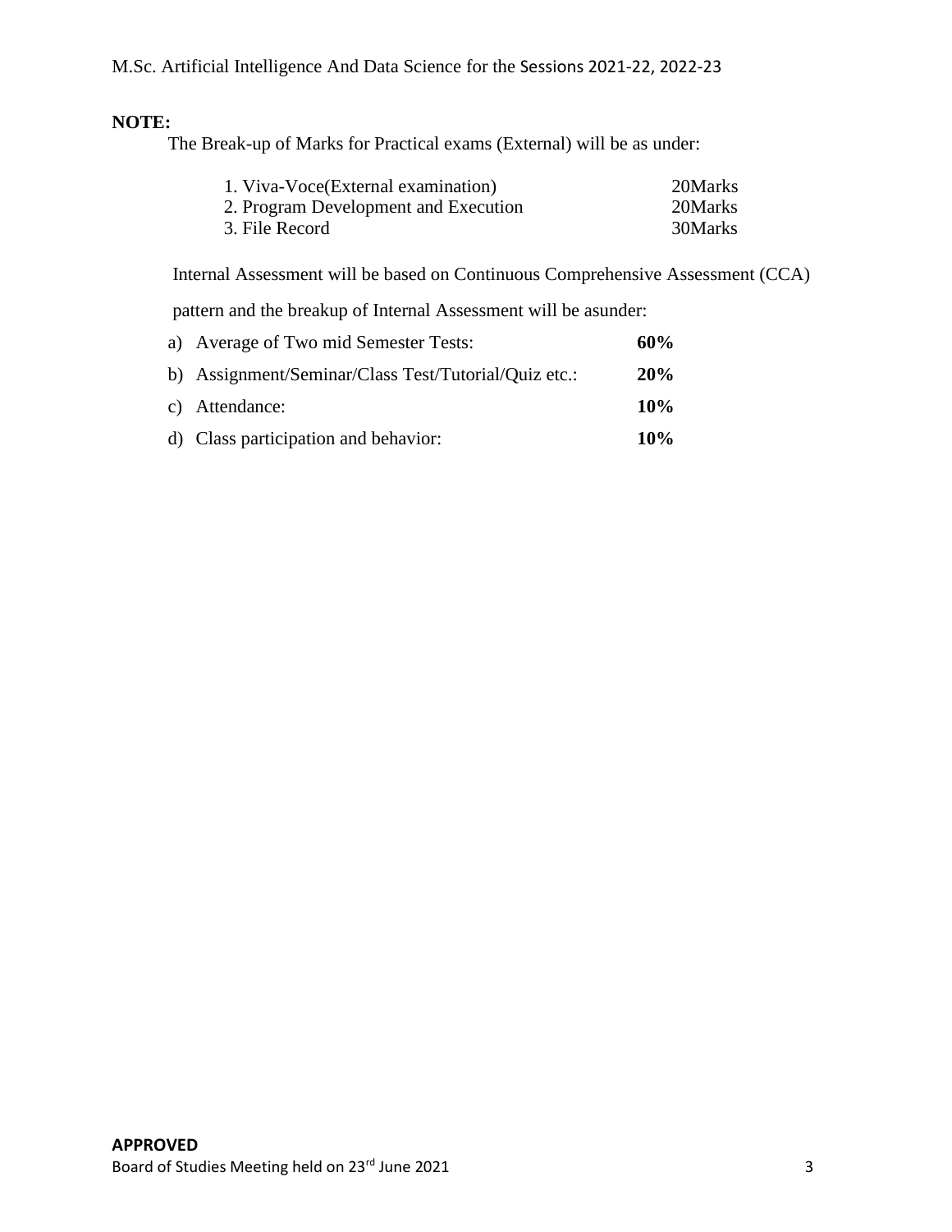**NOTE:**

The Break-up of Marks for Practical exams (External) will be as under:

| | |
|---|---|
| 1. Viva-Voce(External examination) | 20Marks |
| 2. Program Development and Execution | 20Marks |
| 3. File Record | 30Marks |

Internal Assessment will be based on Continuous Comprehensive Assessment (CCA) pattern and the breakup of Internal Assessment will be asunder:

| | |
|---|---|
| a) Average of Two mid Semester Tests: | **60%** |
| b) Assignment/Seminar/Class Test/Tutorial/Quiz etc.: | **20%** |
| c) Attendance: | **10%** |
| d) Class participation and behavior: | **10%** |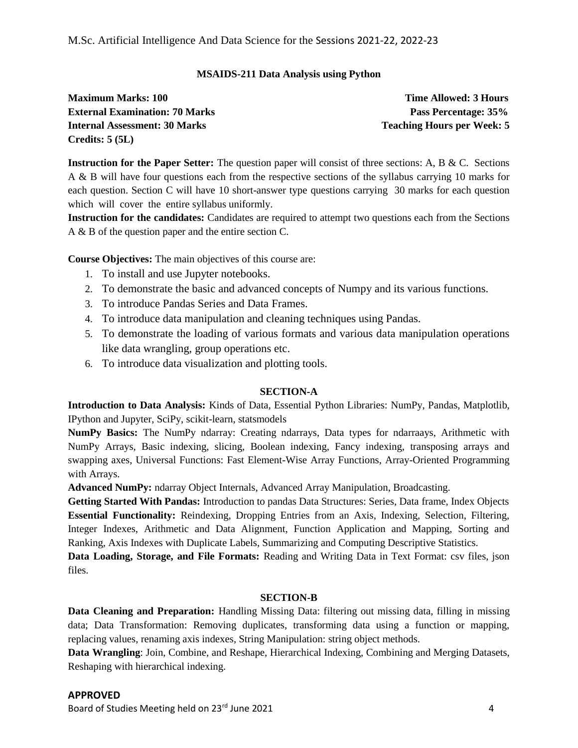## MSAIDS-211 Data Analysis using Python

**Maximum Marks: 100** **Time Allowed: 3 Hours**
**External Examination: 70 Marks** **Pass Percentage: 35%**
**Internal Assessment: 30 Marks** **Teaching Hours per Week: 5**
**Credits: 5 (5L)**

**Instruction for the Paper Setter:** The question paper will consist of three sections: A, B & C. Sections A & B will have four questions each from the respective sections of the syllabus carrying 10 marks for each question. Section C will have 10 short-answer type questions carrying 30 marks for each question which will cover the entire syllabus uniformly.

**Instruction for the candidates:** Candidates are required to attempt two questions each from the Sections A & B of the question paper and the entire section C.

**Course Objectives:** The main objectives of this course are:

1. To install and use Jupyter notebooks.
2. To demonstrate the basic and advanced concepts of Numpy and its various functions.
3. To introduce Pandas Series and Data Frames.
4. To introduce data manipulation and cleaning techniques using Pandas.
5. To demonstrate the loading of various formats and various data manipulation operations like data wrangling, group operations etc.
6. To introduce data visualization and plotting tools.

### SECTION-A

**Introduction to Data Analysis:** Kinds of Data, Essential Python Libraries: NumPy, Pandas, Matplotlib, IPython and Jupyter, SciPy, scikit-learn, statsmodels

**NumPy Basics:** The NumPy ndarray: Creating ndarrays, Data types for ndarraays, Arithmetic with NumPy Arrays, Basic indexing, slicing, Boolean indexing, Fancy indexing, transposing arrays and swapping axes, Universal Functions: Fast Element-Wise Array Functions, Array-Oriented Programming with Arrays.

**Advanced NumPy:** ndarray Object Internals, Advanced Array Manipulation, Broadcasting.

**Getting Started With Pandas:** Introduction to pandas Data Structures: Series, Data frame, Index Objects

**Essential Functionality:** Reindexing, Dropping Entries from an Axis, Indexing, Selection, Filtering, Integer Indexes, Arithmetic and Data Alignment, Function Application and Mapping, Sorting and Ranking, Axis Indexes with Duplicate Labels, Summarizing and Computing Descriptive Statistics.

**Data Loading, Storage, and File Formats:** Reading and Writing Data in Text Format: csv files, json files.

### SECTION-B

**Data Cleaning and Preparation:** Handling Missing Data: filtering out missing data, filling in missing data; Data Transformation: Removing duplicates, transforming data using a function or mapping, replacing values, renaming axis indexes, String Manipulation: string object methods.

**Data Wrangling**: Join, Combine, and Reshape, Hierarchical Indexing, Combining and Merging Datasets, Reshaping with hierarchical indexing.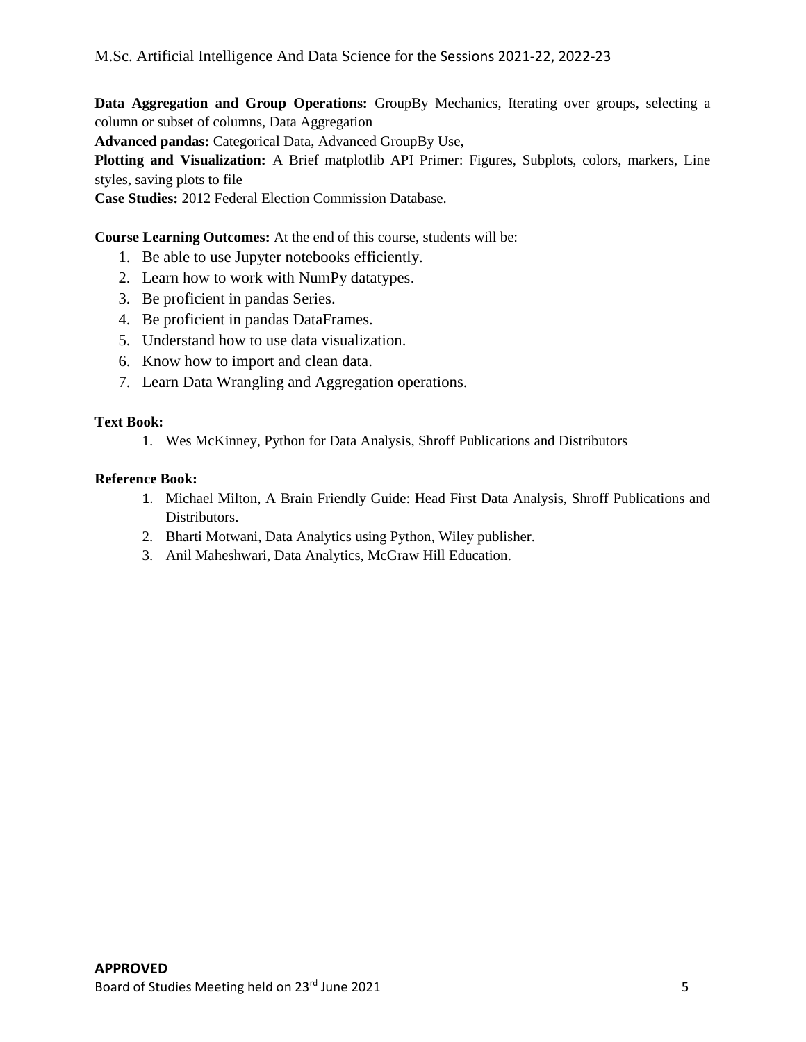**Data Aggregation and Group Operations:** GroupBy Mechanics, Iterating over groups, selecting a column or subset of columns, Data Aggregation

**Advanced pandas:** Categorical Data, Advanced GroupBy Use,

**Plotting and Visualization:** A Brief matplotlib API Primer: Figures, Subplots, colors, markers, Line styles, saving plots to file

**Case Studies:** 2012 Federal Election Commission Database.

**Course Learning Outcomes:** At the end of this course, students will be:

1. Be able to use Jupyter notebooks efficiently.
2. Learn how to work with NumPy datatypes.
3. Be proficient in pandas Series.
4. Be proficient in pandas DataFrames.
5. Understand how to use data visualization.
6. Know how to import and clean data.
7. Learn Data Wrangling and Aggregation operations.

**Text Book:**

1. Wes McKinney, Python for Data Analysis, Shroff Publications and Distributors

**Reference Book:**

1. Michael Milton, A Brain Friendly Guide: Head First Data Analysis, Shroff Publications and Distributors.
2. Bharti Motwani, Data Analytics using Python, Wiley publisher.
3. Anil Maheshwari, Data Analytics, McGraw Hill Education.

**APPROVED**

Board of Studies Meeting held on 23rd June 2021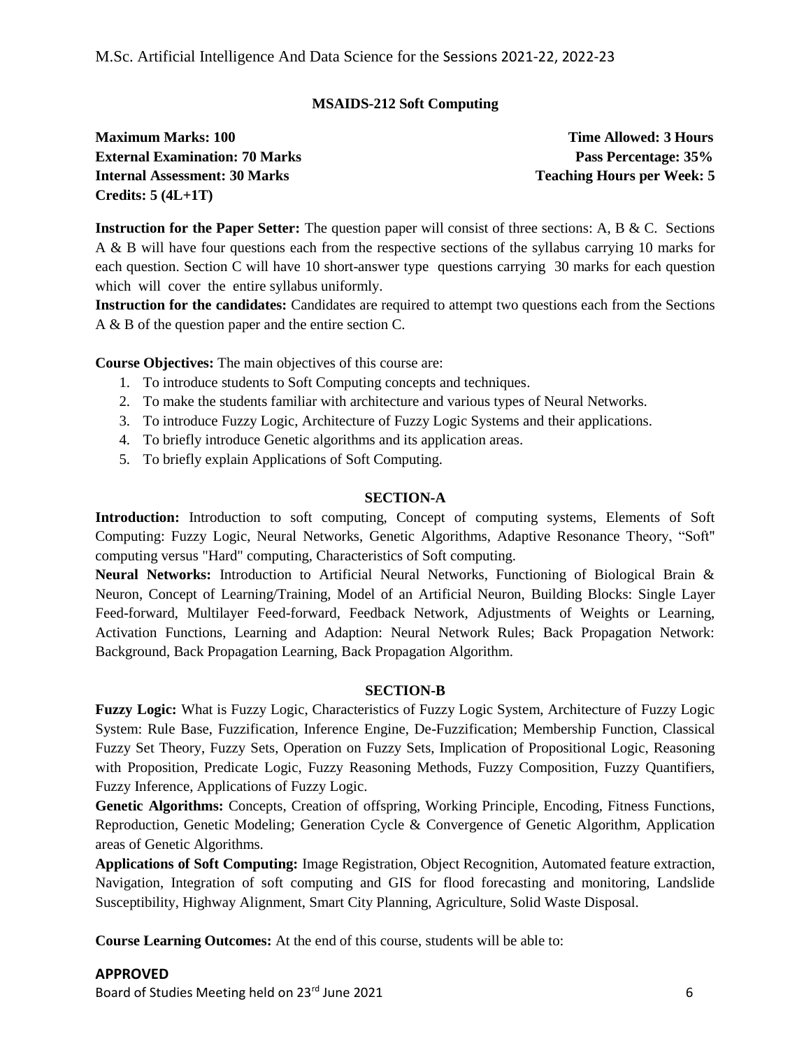## MSAIDS-212 Soft Computing

**Maximum Marks: 100** **Time Allowed: 3 Hours**
**External Examination: 70 Marks** **Pass Percentage: 35%**
**Internal Assessment: 30 Marks** **Teaching Hours per Week: 5**
**Credits: 5 (4L+1T)**

**Instruction for the Paper Setter:** The question paper will consist of three sections: A, B & C. Sections A & B will have four questions each from the respective sections of the syllabus carrying 10 marks for each question. Section C will have 10 short-answer type questions carrying 30 marks for each question which will cover the entire syllabus uniformly.

**Instruction for the candidates:** Candidates are required to attempt two questions each from the Sections A & B of the question paper and the entire section C.

**Course Objectives:** The main objectives of this course are:

1. To introduce students to Soft Computing concepts and techniques.
2. To make the students familiar with architecture and various types of Neural Networks.
3. To introduce Fuzzy Logic, Architecture of Fuzzy Logic Systems and their applications.
4. To briefly introduce Genetic algorithms and its application areas.
5. To briefly explain Applications of Soft Computing.

### SECTION-A

**Introduction:** Introduction to soft computing, Concept of computing systems, Elements of Soft Computing: Fuzzy Logic, Neural Networks, Genetic Algorithms, Adaptive Resonance Theory, "Soft" computing versus "Hard" computing, Characteristics of Soft computing.

**Neural Networks:** Introduction to Artificial Neural Networks, Functioning of Biological Brain & Neuron, Concept of Learning/Training, Model of an Artificial Neuron, Building Blocks: Single Layer Feed-forward, Multilayer Feed-forward, Feedback Network, Adjustments of Weights or Learning, Activation Functions, Learning and Adaption: Neural Network Rules; Back Propagation Network: Background, Back Propagation Learning, Back Propagation Algorithm.

### SECTION-B

**Fuzzy Logic:** What is Fuzzy Logic, Characteristics of Fuzzy Logic System, Architecture of Fuzzy Logic System: Rule Base, Fuzzification, Inference Engine, De-Fuzzification; Membership Function, Classical Fuzzy Set Theory, Fuzzy Sets, Operation on Fuzzy Sets, Implication of Propositional Logic, Reasoning with Proposition, Predicate Logic, Fuzzy Reasoning Methods, Fuzzy Composition, Fuzzy Quantifiers, Fuzzy Inference, Applications of Fuzzy Logic.

**Genetic Algorithms:** Concepts, Creation of offspring, Working Principle, Encoding, Fitness Functions, Reproduction, Genetic Modeling; Generation Cycle & Convergence of Genetic Algorithm, Application areas of Genetic Algorithms.

**Applications of Soft Computing:** Image Registration, Object Recognition, Automated feature extraction, Navigation, Integration of soft computing and GIS for flood forecasting and monitoring, Landslide Susceptibility, Highway Alignment, Smart City Planning, Agriculture, Solid Waste Disposal.

**Course Learning Outcomes:** At the end of this course, students will be able to: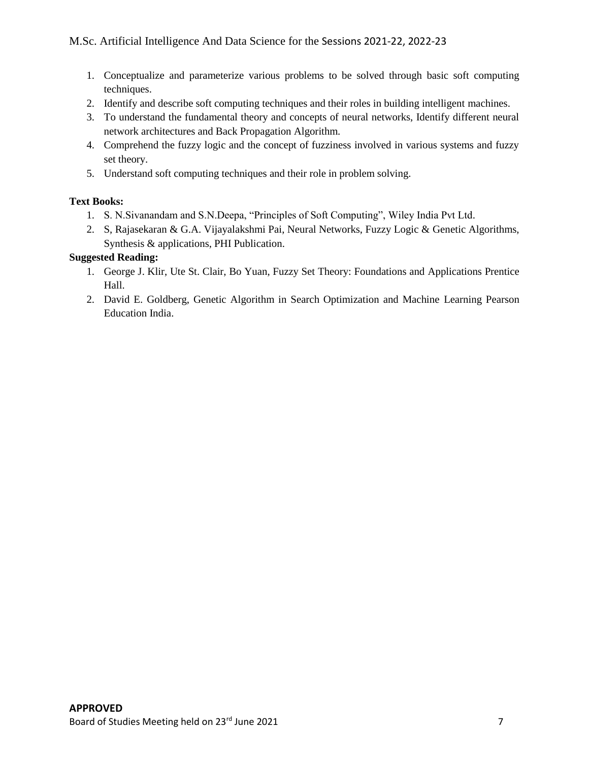1. Conceptualize and parameterize various problems to be solved through basic soft computing techniques.
2. Identify and describe soft computing techniques and their roles in building intelligent machines.
3. To understand the fundamental theory and concepts of neural networks, Identify different neural network architectures and Back Propagation Algorithm.
4. Comprehend the fuzzy logic and the concept of fuzziness involved in various systems and fuzzy set theory.
5. Understand soft computing techniques and their role in problem solving.

**Text Books:**

1. S. N.Sivanandam and S.N.Deepa, "Principles of Soft Computing", Wiley India Pvt Ltd.
2. S, Rajasekaran & G.A. Vijayalakshmi Pai, Neural Networks, Fuzzy Logic & Genetic Algorithms, Synthesis & applications, PHI Publication.

**Suggested Reading:**

1. George J. Klir, Ute St. Clair, Bo Yuan, Fuzzy Set Theory: Foundations and Applications Prentice Hall.
2. David E. Goldberg, Genetic Algorithm in Search Optimization and Machine Learning Pearson Education India.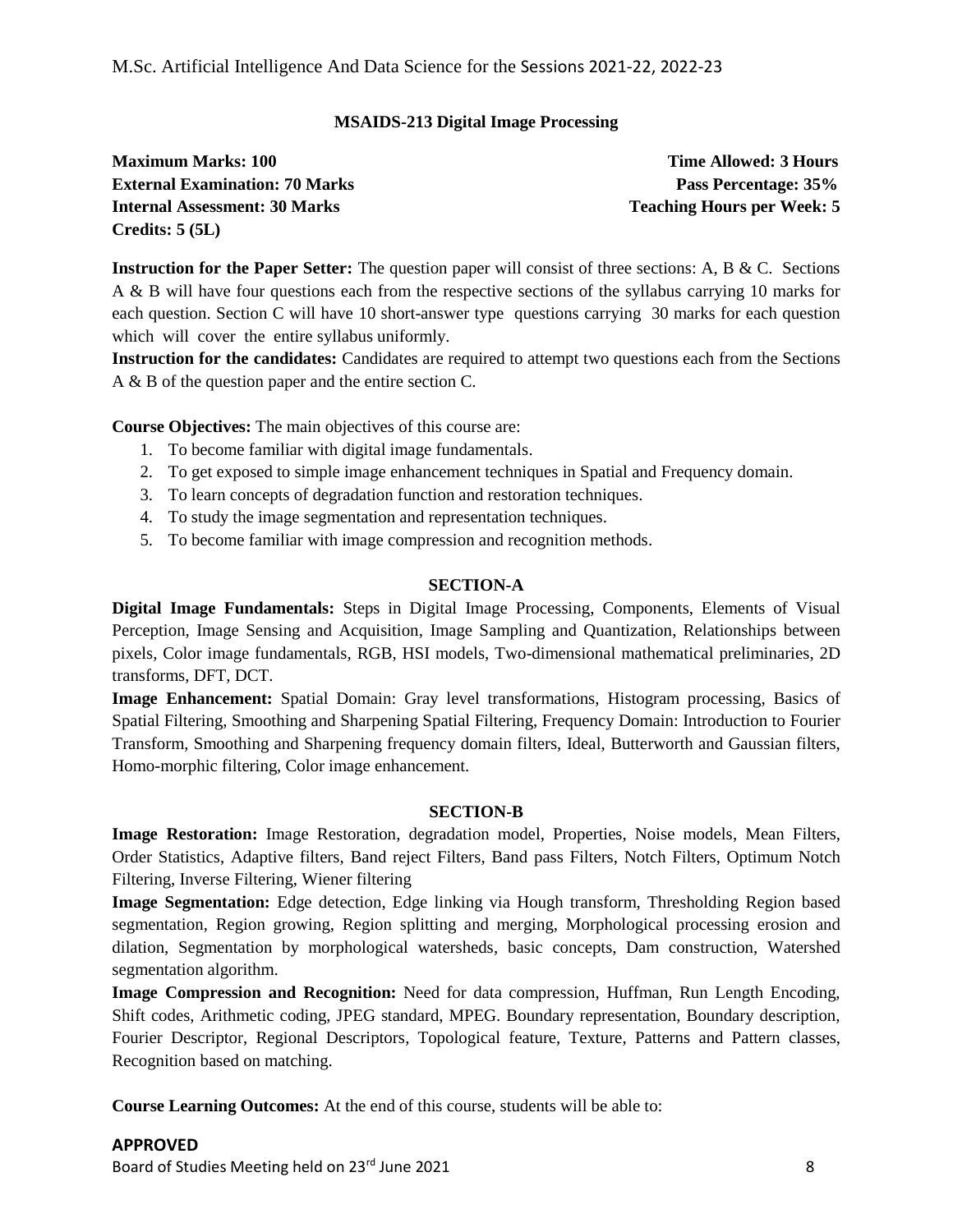### MSAIDS-213 Digital Image Processing

**Maximum Marks: 100** **Time Allowed: 3 Hours**
**External Examination: 70 Marks** **Pass Percentage: 35%**
**Internal Assessment: 30 Marks** **Teaching Hours per Week: 5**
**Credits: 5 (5L)**

**Instruction for the Paper Setter:** The question paper will consist of three sections: A, B & C. Sections A & B will have four questions each from the respective sections of the syllabus carrying 10 marks for each question. Section C will have 10 short-answer type questions carrying 30 marks for each question which will cover the entire syllabus uniformly.

**Instruction for the candidates:** Candidates are required to attempt two questions each from the Sections A & B of the question paper and the entire section C.

**Course Objectives:** The main objectives of this course are:

1. To become familiar with digital image fundamentals.
2. To get exposed to simple image enhancement techniques in Spatial and Frequency domain.
3. To learn concepts of degradation function and restoration techniques.
4. To study the image segmentation and representation techniques.
5. To become familiar with image compression and recognition methods.

#### SECTION-A

**Digital Image Fundamentals:** Steps in Digital Image Processing, Components, Elements of Visual Perception, Image Sensing and Acquisition, Image Sampling and Quantization, Relationships between pixels, Color image fundamentals, RGB, HSI models, Two-dimensional mathematical preliminaries, 2D transforms, DFT, DCT.

**Image Enhancement:** Spatial Domain: Gray level transformations, Histogram processing, Basics of Spatial Filtering, Smoothing and Sharpening Spatial Filtering, Frequency Domain: Introduction to Fourier Transform, Smoothing and Sharpening frequency domain filters, Ideal, Butterworth and Gaussian filters, Homo-morphic filtering, Color image enhancement.

#### SECTION-B

**Image Restoration:** Image Restoration, degradation model, Properties, Noise models, Mean Filters, Order Statistics, Adaptive filters, Band reject Filters, Band pass Filters, Notch Filters, Optimum Notch Filtering, Inverse Filtering, Wiener filtering

**Image Segmentation:** Edge detection, Edge linking via Hough transform, Thresholding Region based segmentation, Region growing, Region splitting and merging, Morphological processing erosion and dilation, Segmentation by morphological watersheds, basic concepts, Dam construction, Watershed segmentation algorithm.

**Image Compression and Recognition:** Need for data compression, Huffman, Run Length Encoding, Shift codes, Arithmetic coding, JPEG standard, MPEG. Boundary representation, Boundary description, Fourier Descriptor, Regional Descriptors, Topological feature, Texture, Patterns and Pattern classes, Recognition based on matching.

**Course Learning Outcomes:** At the end of this course, students will be able to: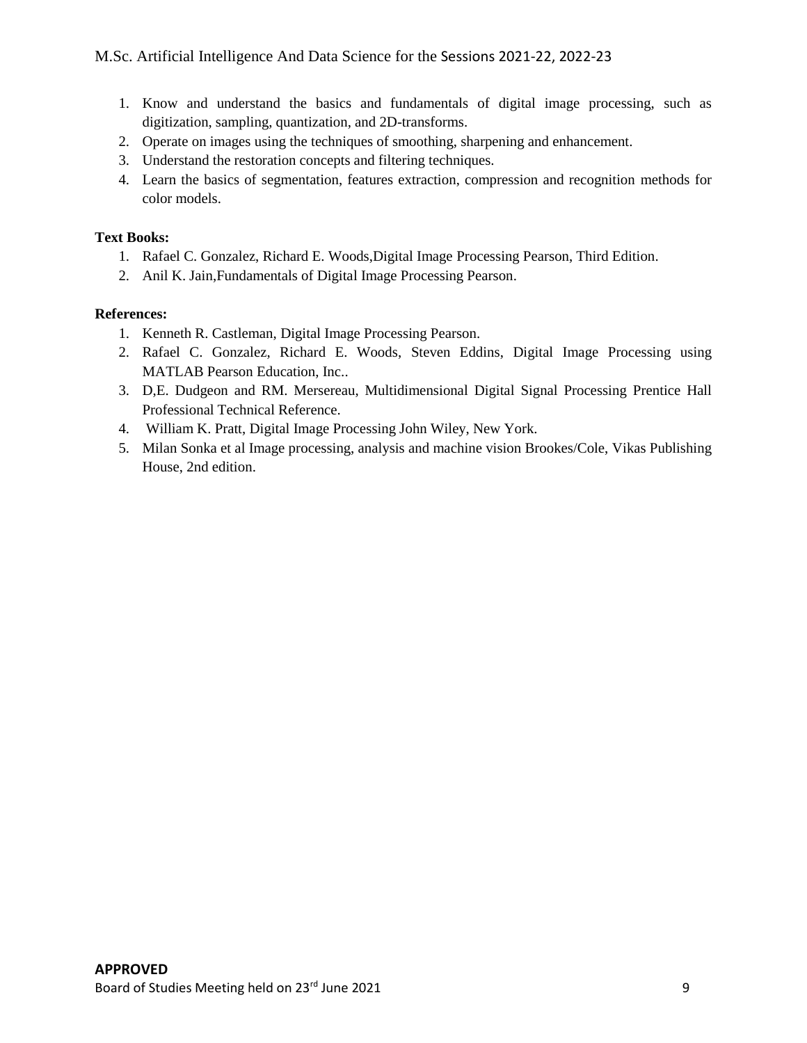1. Know and understand the basics and fundamentals of digital image processing, such as digitization, sampling, quantization, and 2D-transforms.
2. Operate on images using the techniques of smoothing, sharpening and enhancement.
3. Understand the restoration concepts and filtering techniques.
4. Learn the basics of segmentation, features extraction, compression and recognition methods for color models.

**Text Books:**

1. Rafael C. Gonzalez, Richard E. Woods,Digital Image Processing Pearson, Third Edition.
2. Anil K. Jain,Fundamentals of Digital Image Processing Pearson.

**References:**

1. Kenneth R. Castleman, Digital Image Processing Pearson.
2. Rafael C. Gonzalez, Richard E. Woods, Steven Eddins, Digital Image Processing using MATLAB Pearson Education, Inc..
3. D,E. Dudgeon and RM. Mersereau, Multidimensional Digital Signal Processing Prentice Hall Professional Technical Reference.
4. William K. Pratt, Digital Image Processing John Wiley, New York.
5. Milan Sonka et al Image processing, analysis and machine vision Brookes/Cole, Vikas Publishing House, 2nd edition.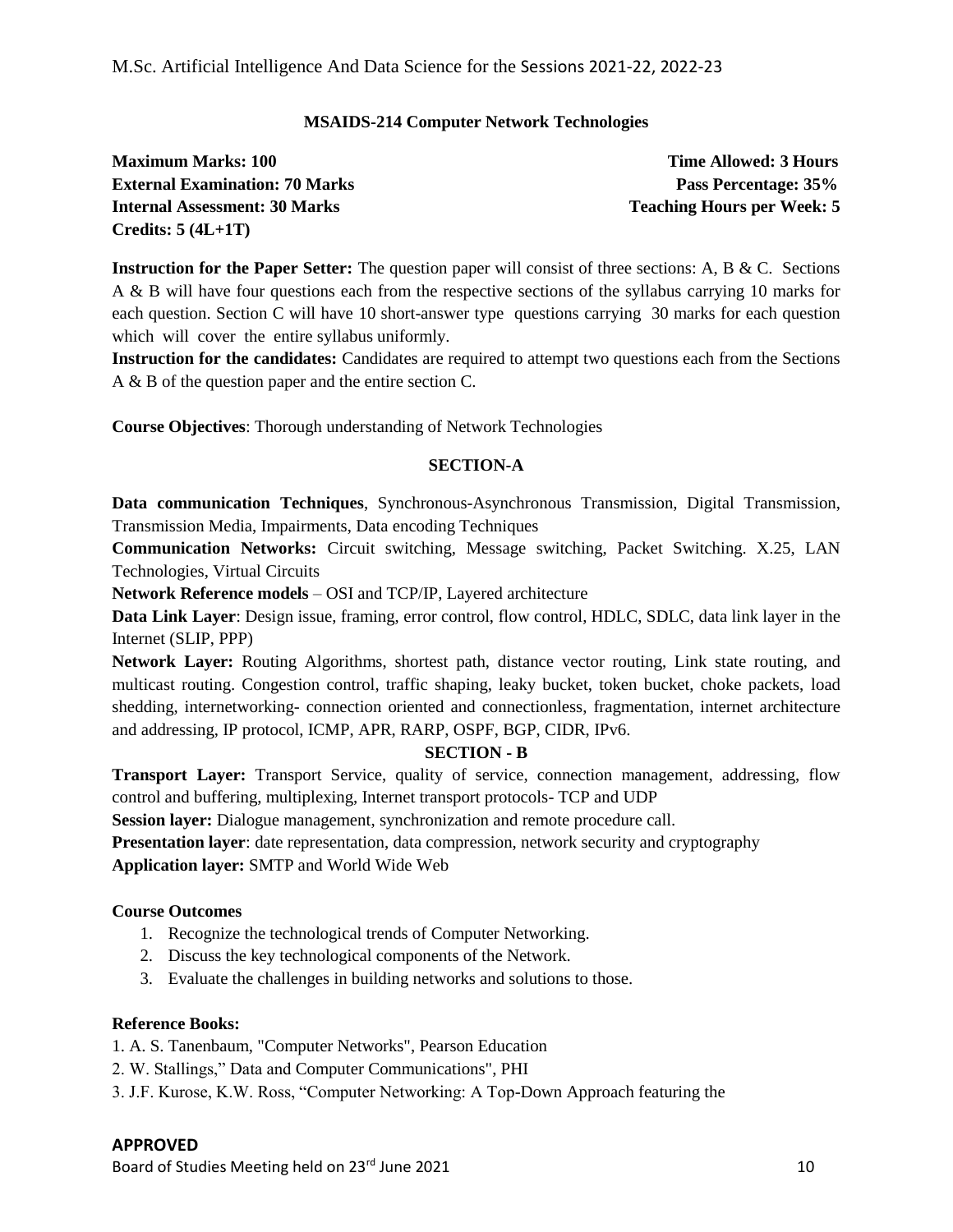### MSAIDS-214 Computer Network Technologies

**Maximum Marks: 100** **Time Allowed: 3 Hours**
**External Examination: 70 Marks** **Pass Percentage: 35%**
**Internal Assessment: 30 Marks** **Teaching Hours per Week: 5**
**Credits: 5 (4L+1T)**

**Instruction for the Paper Setter:** The question paper will consist of three sections: A, B & C. Sections A & B will have four questions each from the respective sections of the syllabus carrying 10 marks for each question. Section C will have 10 short-answer type questions carrying 30 marks for each question which will cover the entire syllabus uniformly.

**Instruction for the candidates:** Candidates are required to attempt two questions each from the Sections A & B of the question paper and the entire section C.

**Course Objectives**: Thorough understanding of Network Technologies

#### SECTION-A

**Data communication Techniques**, Synchronous-Asynchronous Transmission, Digital Transmission, Transmission Media, Impairments, Data encoding Techniques

**Communication Networks:** Circuit switching, Message switching, Packet Switching. X.25, LAN Technologies, Virtual Circuits

**Network Reference models** – OSI and TCP/IP, Layered architecture

**Data Link Layer**: Design issue, framing, error control, flow control, HDLC, SDLC, data link layer in the Internet (SLIP, PPP)

**Network Layer:** Routing Algorithms, shortest path, distance vector routing, Link state routing, and multicast routing. Congestion control, traffic shaping, leaky bucket, token bucket, choke packets, load shedding, internetworking- connection oriented and connectionless, fragmentation, internet architecture and addressing, IP protocol, ICMP, APR, RARP, OSPF, BGP, CIDR, IPv6.

#### SECTION - B

**Transport Layer:** Transport Service, quality of service, connection management, addressing, flow control and buffering, multiplexing, Internet transport protocols- TCP and UDP

**Session layer:** Dialogue management, synchronization and remote procedure call.

**Presentation layer**: date representation, data compression, network security and cryptography

**Application layer:** SMTP and World Wide Web

**Course Outcomes**

1. Recognize the technological trends of Computer Networking.
2. Discuss the key technological components of the Network.
3. Evaluate the challenges in building networks and solutions to those.

**Reference Books:**

1. A. S. Tanenbaum, "Computer Networks", Pearson Education
2. W. Stallings," Data and Computer Communications", PHI
3. J.F. Kurose, K.W. Ross, "Computer Networking: A Top-Down Approach featuring the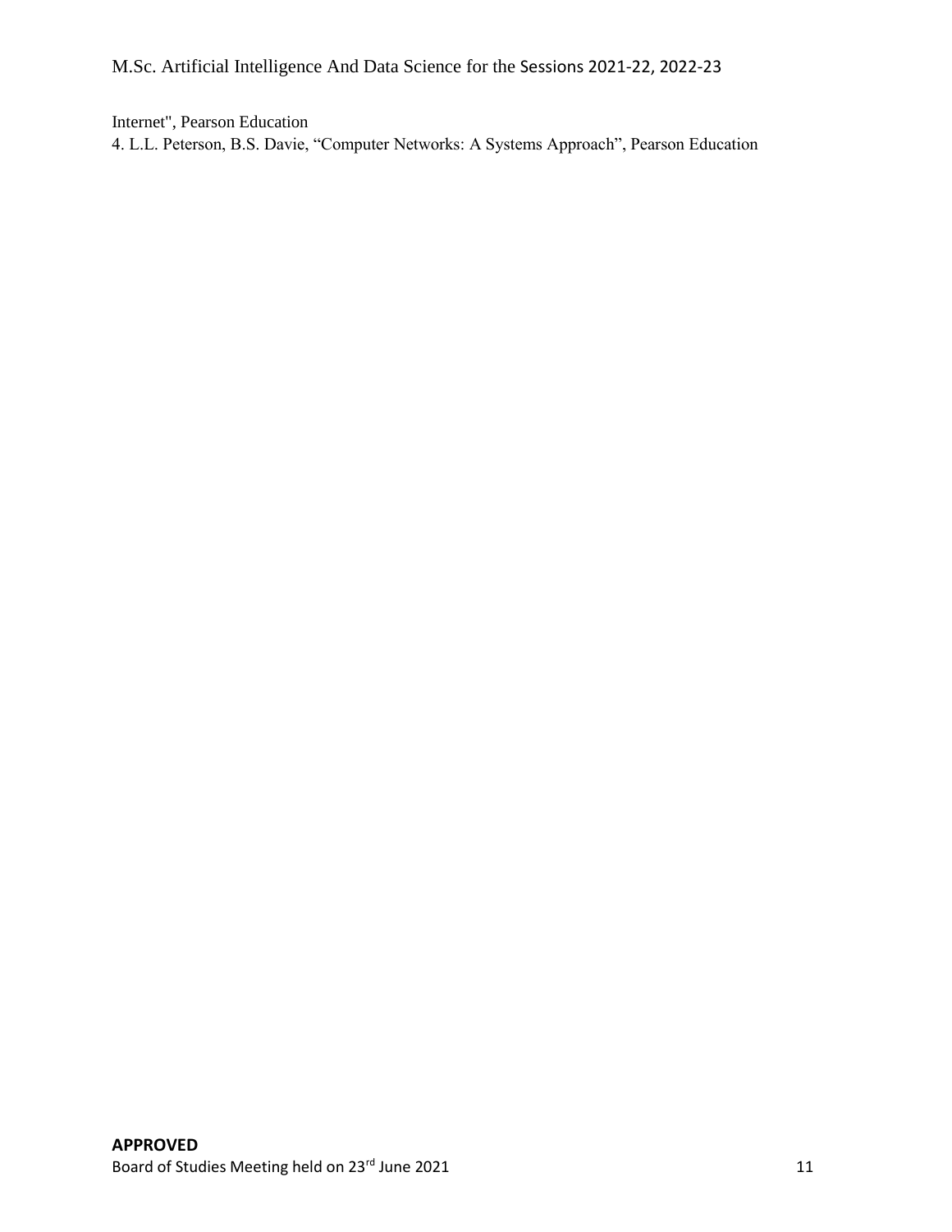Internet", Pearson Education

4. L.L. Peterson, B.S. Davie, "Computer Networks: A Systems Approach", Pearson Education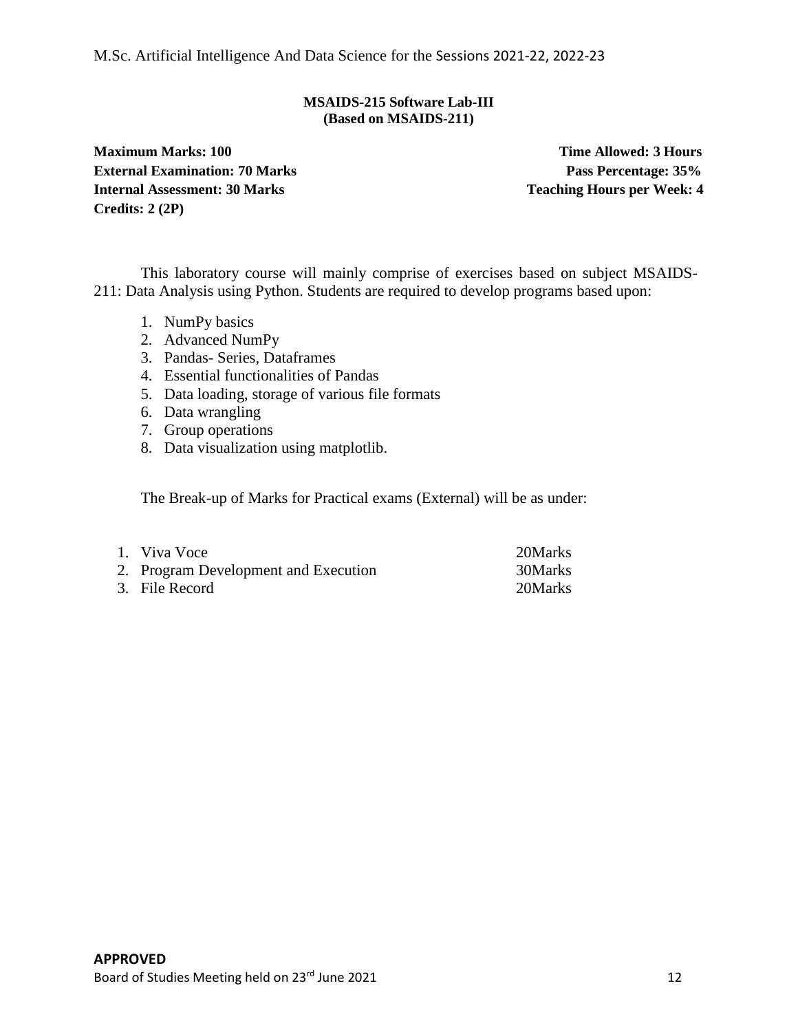**MSAIDS-215 Software Lab-III**
**(Based on MSAIDS-211)**

**Maximum Marks: 100** **Time Allowed: 3 Hours**
**External Examination: 70 Marks** **Pass Percentage: 35%**
**Internal Assessment: 30 Marks** **Teaching Hours per Week: 4**
**Credits: 2 (2P)**

This laboratory course will mainly comprise of exercises based on subject MSAIDS-211: Data Analysis using Python. Students are required to develop programs based upon:

1. NumPy basics
2. Advanced NumPy
3. Pandas- Series, Dataframes
4. Essential functionalities of Pandas
5. Data loading, storage of various file formats
6. Data wrangling
7. Group operations
8. Data visualization using matplotlib.

The Break-up of Marks for Practical exams (External) will be as under:

| | |
|---|---|
| 1. Viva Voce | 20Marks |
| 2. Program Development and Execution | 30Marks |
| 3. File Record | 20Marks |

**APPROVED**
Board of Studies Meeting held on 23rd June 2021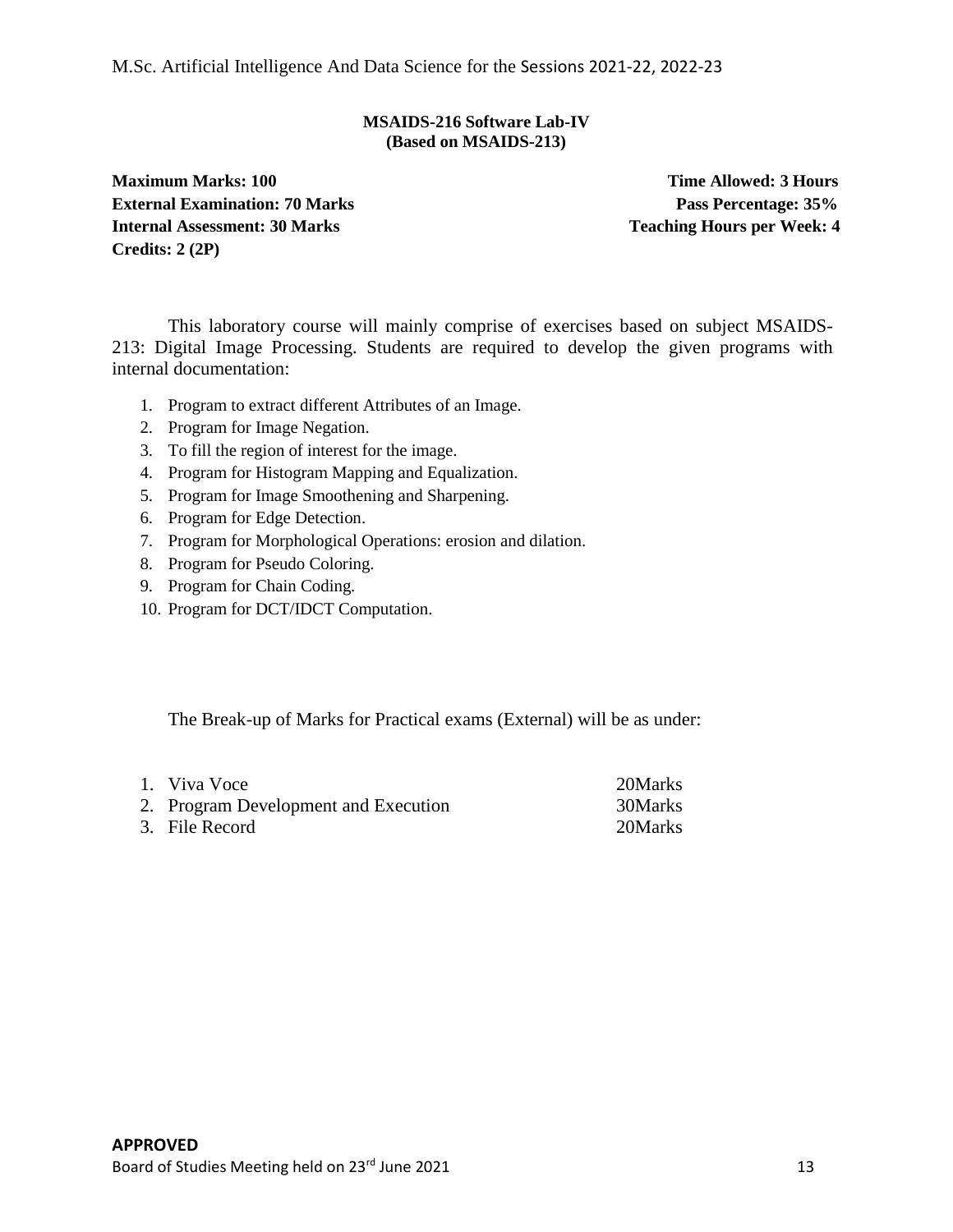**MSAIDS-216 Software Lab-IV**
**(Based on MSAIDS-213)**

**Maximum Marks: 100** **Time Allowed: 3 Hours**
**External Examination: 70 Marks** **Pass Percentage: 35%**
**Internal Assessment: 30 Marks** **Teaching Hours per Week: 4**
**Credits: 2 (2P)**

This laboratory course will mainly comprise of exercises based on subject MSAIDS-213: Digital Image Processing. Students are required to develop the given programs with internal documentation:

1. Program to extract different Attributes of an Image.
2. Program for Image Negation.
3. To fill the region of interest for the image.
4. Program for Histogram Mapping and Equalization.
5. Program for Image Smoothening and Sharpening.
6. Program for Edge Detection.
7. Program for Morphological Operations: erosion and dilation.
8. Program for Pseudo Coloring.
9. Program for Chain Coding.
10. Program for DCT/IDCT Computation.

The Break-up of Marks for Practical exams (External) will be as under:

1. Viva Voce 20Marks
2. Program Development and Execution 30Marks
3. File Record 20Marks

**APPROVED**
Board of Studies Meeting held on 23rd June 2021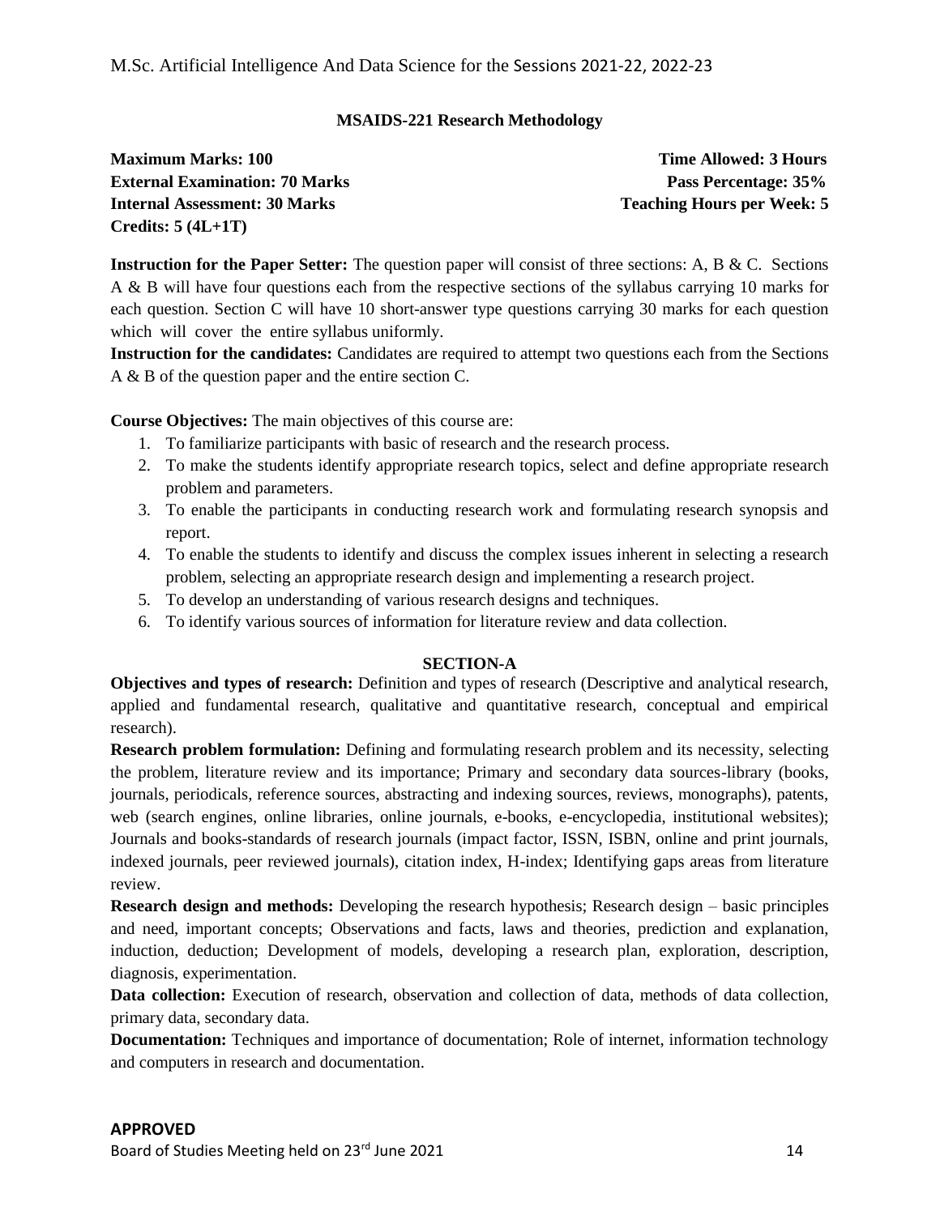**MSAIDS-221 Research Methodology**

**Maximum Marks: 100** **Time Allowed: 3 Hours**
**External Examination: 70 Marks** **Pass Percentage: 35%**
**Internal Assessment: 30 Marks** **Teaching Hours per Week: 5**
**Credits: 5 (4L+1T)**

**Instruction for the Paper Setter:** The question paper will consist of three sections: A, B & C. Sections A & B will have four questions each from the respective sections of the syllabus carrying 10 marks for each question. Section C will have 10 short-answer type questions carrying 30 marks for each question which will cover the entire syllabus uniformly.

**Instruction for the candidates:** Candidates are required to attempt two questions each from the Sections A & B of the question paper and the entire section C.

**Course Objectives:** The main objectives of this course are:

1. To familiarize participants with basic of research and the research process.
2. To make the students identify appropriate research topics, select and define appropriate research problem and parameters.
3. To enable the participants in conducting research work and formulating research synopsis and report.
4. To enable the students to identify and discuss the complex issues inherent in selecting a research problem, selecting an appropriate research design and implementing a research project.
5. To develop an understanding of various research designs and techniques.
6. To identify various sources of information for literature review and data collection.

**SECTION-A**

**Objectives and types of research:** Definition and types of research (Descriptive and analytical research, applied and fundamental research, qualitative and quantitative research, conceptual and empirical research).

**Research problem formulation:** Defining and formulating research problem and its necessity, selecting the problem, literature review and its importance; Primary and secondary data sources-library (books, journals, periodicals, reference sources, abstracting and indexing sources, reviews, monographs), patents, web (search engines, online libraries, online journals, e-books, e-encyclopedia, institutional websites); Journals and books-standards of research journals (impact factor, ISSN, ISBN, online and print journals, indexed journals, peer reviewed journals), citation index, H-index; Identifying gaps areas from literature review.

**Research design and methods:** Developing the research hypothesis; Research design – basic principles and need, important concepts; Observations and facts, laws and theories, prediction and explanation, induction, deduction; Development of models, developing a research plan, exploration, description, diagnosis, experimentation.

**Data collection:** Execution of research, observation and collection of data, methods of data collection, primary data, secondary data.

**Documentation:** Techniques and importance of documentation; Role of internet, information technology and computers in research and documentation.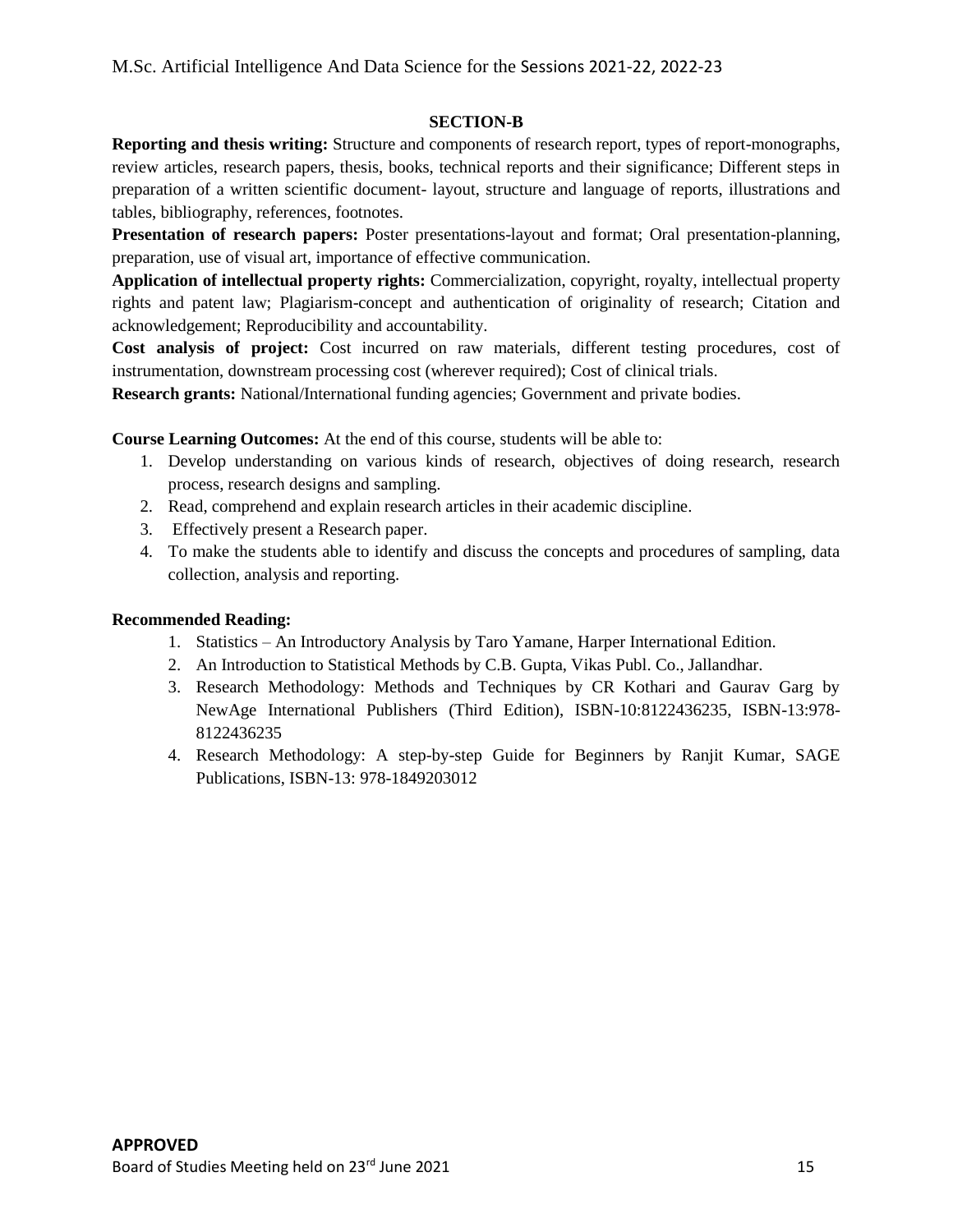## SECTION-B

**Reporting and thesis writing:** Structure and components of research report, types of report-monographs, review articles, research papers, thesis, books, technical reports and their significance; Different steps in preparation of a written scientific document- layout, structure and language of reports, illustrations and tables, bibliography, references, footnotes.

**Presentation of research papers:** Poster presentations-layout and format; Oral presentation-planning, preparation, use of visual art, importance of effective communication.

**Application of intellectual property rights:** Commercialization, copyright, royalty, intellectual property rights and patent law; Plagiarism-concept and authentication of originality of research; Citation and acknowledgement; Reproducibility and accountability.

**Cost analysis of project:** Cost incurred on raw materials, different testing procedures, cost of instrumentation, downstream processing cost (wherever required); Cost of clinical trials.

**Research grants:** National/International funding agencies; Government and private bodies.

**Course Learning Outcomes:** At the end of this course, students will be able to:

1. Develop understanding on various kinds of research, objectives of doing research, research process, research designs and sampling.
2. Read, comprehend and explain research articles in their academic discipline.
3. Effectively present a Research paper.
4. To make the students able to identify and discuss the concepts and procedures of sampling, data collection, analysis and reporting.

**Recommended Reading:**

1. Statistics – An Introductory Analysis by Taro Yamane, Harper International Edition.
2. An Introduction to Statistical Methods by C.B. Gupta, Vikas Publ. Co., Jallandhar.
3. Research Methodology: Methods and Techniques by CR Kothari and Gaurav Garg by NewAge International Publishers (Third Edition), ISBN-10:8122436235, ISBN-13:978-8122436235
4. Research Methodology: A step-by-step Guide for Beginners by Ranjit Kumar, SAGE Publications, ISBN-13: 978-1849203012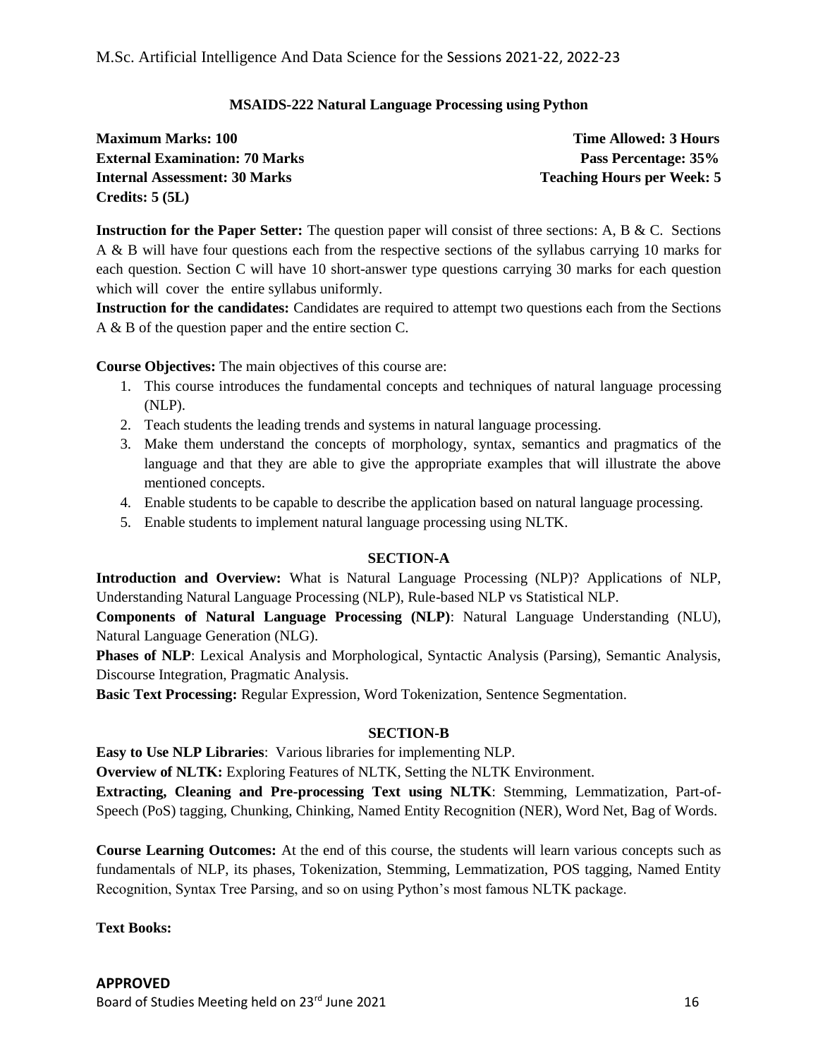## MSAIDS-222 Natural Language Processing using Python

**Maximum Marks: 100** **Time Allowed: 3 Hours**
**External Examination: 70 Marks** **Pass Percentage: 35%**
**Internal Assessment: 30 Marks** **Teaching Hours per Week: 5**
**Credits: 5 (5L)**

**Instruction for the Paper Setter:** The question paper will consist of three sections: A, B & C. Sections A & B will have four questions each from the respective sections of the syllabus carrying 10 marks for each question. Section C will have 10 short-answer type questions carrying 30 marks for each question which will cover the entire syllabus uniformly.

**Instruction for the candidates:** Candidates are required to attempt two questions each from the Sections A & B of the question paper and the entire section C.

**Course Objectives:** The main objectives of this course are:

1. This course introduces the fundamental concepts and techniques of natural language processing (NLP).
2. Teach students the leading trends and systems in natural language processing.
3. Make them understand the concepts of morphology, syntax, semantics and pragmatics of the language and that they are able to give the appropriate examples that will illustrate the above mentioned concepts.
4. Enable students to be capable to describe the application based on natural language processing.
5. Enable students to implement natural language processing using NLTK.

### SECTION-A

**Introduction and Overview:** What is Natural Language Processing (NLP)? Applications of NLP, Understanding Natural Language Processing (NLP), Rule-based NLP vs Statistical NLP.

**Components of Natural Language Processing (NLP)**: Natural Language Understanding (NLU), Natural Language Generation (NLG).

**Phases of NLP**: Lexical Analysis and Morphological, Syntactic Analysis (Parsing), Semantic Analysis, Discourse Integration, Pragmatic Analysis.

**Basic Text Processing:** Regular Expression, Word Tokenization, Sentence Segmentation.

### SECTION-B

**Easy to Use NLP Libraries**: Various libraries for implementing NLP.

**Overview of NLTK:** Exploring Features of NLTK, Setting the NLTK Environment.

**Extracting, Cleaning and Pre-processing Text using NLTK**: Stemming, Lemmatization, Part-of-Speech (PoS) tagging, Chunking, Chinking, Named Entity Recognition (NER), Word Net, Bag of Words.

**Course Learning Outcomes:** At the end of this course, the students will learn various concepts such as fundamentals of NLP, its phases, Tokenization, Stemming, Lemmatization, POS tagging, Named Entity Recognition, Syntax Tree Parsing, and so on using Python's most famous NLTK package.

**Text Books:**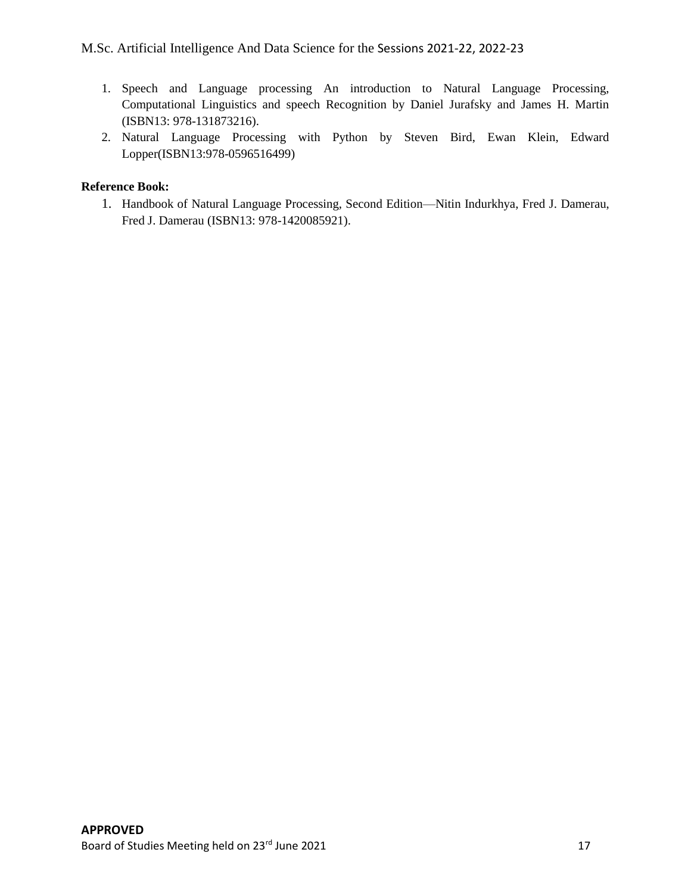1. Speech and Language processing An introduction to Natural Language Processing, Computational Linguistics and speech Recognition by Daniel Jurafsky and James H. Martin (ISBN13: 978-131873216).
2. Natural Language Processing with Python by Steven Bird, Ewan Klein, Edward Lopper(ISBN13:978-0596516499)

**Reference Book:**

1. Handbook of Natural Language Processing, Second Edition—Nitin Indurkhya, Fred J. Damerau, Fred J. Damerau (ISBN13: 978-1420085921).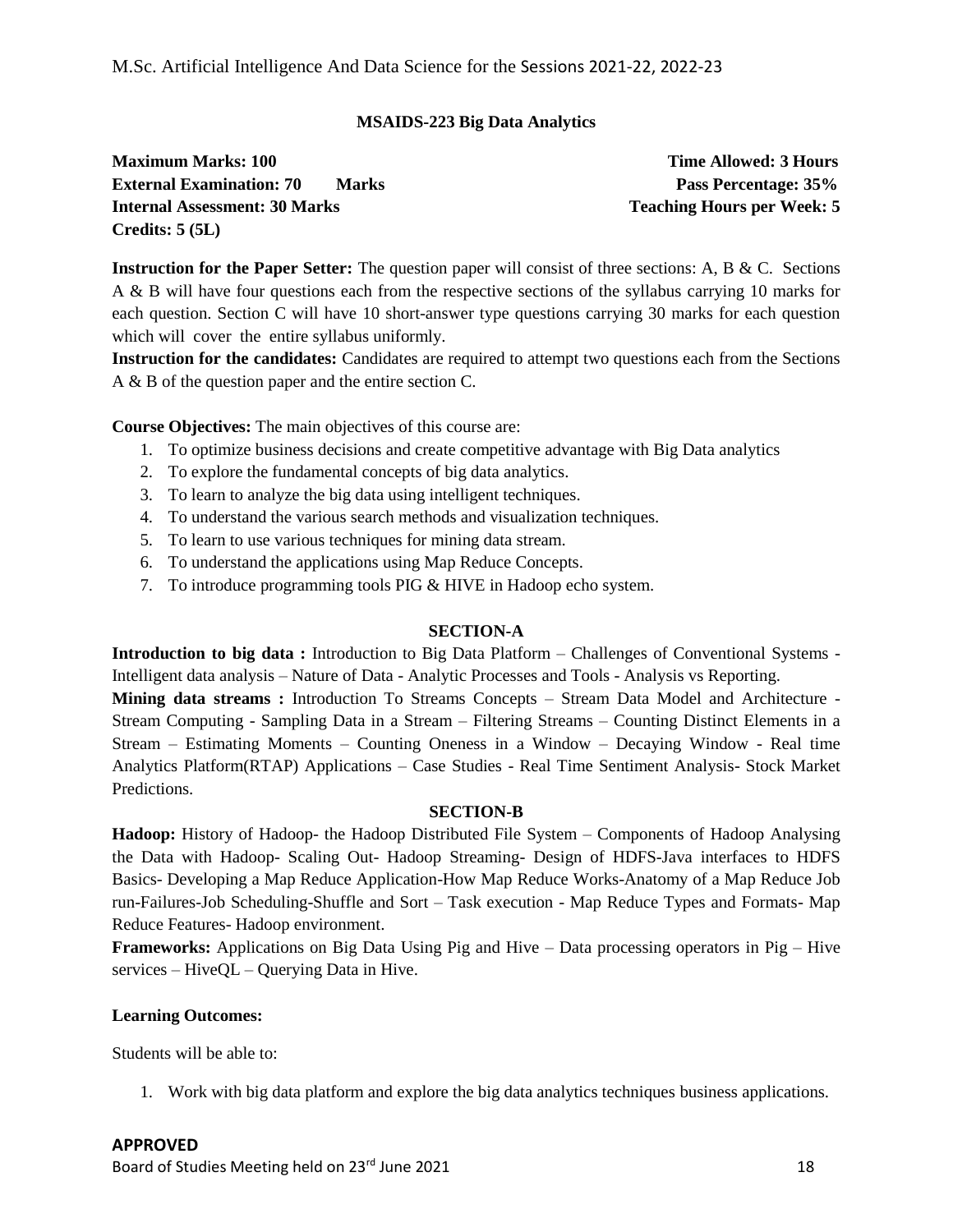## MSAIDS-223 Big Data Analytics

**Maximum Marks: 100** **Time Allowed: 3 Hours**
**External Examination: 70 Marks** **Pass Percentage: 35%**
**Internal Assessment: 30 Marks** **Teaching Hours per Week: 5**
**Credits: 5 (5L)**

**Instruction for the Paper Setter:** The question paper will consist of three sections: A, B & C. Sections A & B will have four questions each from the respective sections of the syllabus carrying 10 marks for each question. Section C will have 10 short-answer type questions carrying 30 marks for each question which will cover the entire syllabus uniformly.

**Instruction for the candidates:** Candidates are required to attempt two questions each from the Sections A & B of the question paper and the entire section C.

**Course Objectives:** The main objectives of this course are:

1. To optimize business decisions and create competitive advantage with Big Data analytics
2. To explore the fundamental concepts of big data analytics.
3. To learn to analyze the big data using intelligent techniques.
4. To understand the various search methods and visualization techniques.
5. To learn to use various techniques for mining data stream.
6. To understand the applications using Map Reduce Concepts.
7. To introduce programming tools PIG & HIVE in Hadoop echo system.

### SECTION-A

**Introduction to big data :** Introduction to Big Data Platform – Challenges of Conventional Systems - Intelligent data analysis – Nature of Data - Analytic Processes and Tools - Analysis vs Reporting.

**Mining data streams :** Introduction To Streams Concepts – Stream Data Model and Architecture - Stream Computing - Sampling Data in a Stream – Filtering Streams – Counting Distinct Elements in a Stream – Estimating Moments – Counting Oneness in a Window – Decaying Window - Real time Analytics Platform(RTAP) Applications – Case Studies - Real Time Sentiment Analysis- Stock Market Predictions.

### SECTION-B

**Hadoop:** History of Hadoop- the Hadoop Distributed File System – Components of Hadoop Analysing the Data with Hadoop- Scaling Out- Hadoop Streaming- Design of HDFS-Java interfaces to HDFS Basics- Developing a Map Reduce Application-How Map Reduce Works-Anatomy of a Map Reduce Job run-Failures-Job Scheduling-Shuffle and Sort – Task execution - Map Reduce Types and Formats- Map Reduce Features- Hadoop environment.

**Frameworks:** Applications on Big Data Using Pig and Hive – Data processing operators in Pig – Hive services – HiveQL – Querying Data in Hive.

**Learning Outcomes:**

Students will be able to:

1. Work with big data platform and explore the big data analytics techniques business applications.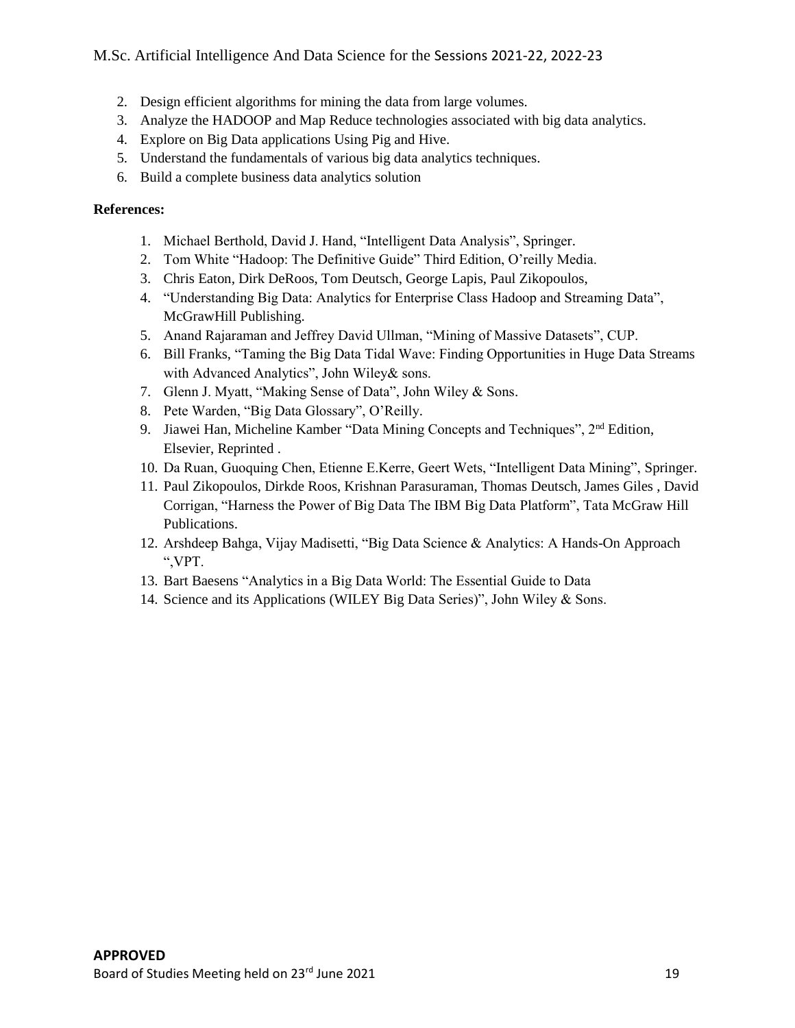2. Design efficient algorithms for mining the data from large volumes.
3. Analyze the HADOOP and Map Reduce technologies associated with big data analytics.
4. Explore on Big Data applications Using Pig and Hive.
5. Understand the fundamentals of various big data analytics techniques.
6. Build a complete business data analytics solution

**References:**

1. Michael Berthold, David J. Hand, "Intelligent Data Analysis", Springer.
2. Tom White "Hadoop: The Definitive Guide" Third Edition, O'reilly Media.
3. Chris Eaton, Dirk DeRoos, Tom Deutsch, George Lapis, Paul Zikopoulos,
4. "Understanding Big Data: Analytics for Enterprise Class Hadoop and Streaming Data", McGrawHill Publishing.
5. Anand Rajaraman and Jeffrey David Ullman, "Mining of Massive Datasets", CUP.
6. Bill Franks, "Taming the Big Data Tidal Wave: Finding Opportunities in Huge Data Streams with Advanced Analytics", John Wiley& sons.
7. Glenn J. Myatt, "Making Sense of Data", John Wiley & Sons.
8. Pete Warden, "Big Data Glossary", O'Reilly.
9. Jiawei Han, Micheline Kamber "Data Mining Concepts and Techniques", 2nd Edition, Elsevier, Reprinted .
10. Da Ruan, Guoquing Chen, Etienne E.Kerre, Geert Wets, "Intelligent Data Mining", Springer.
11. Paul Zikopoulos, Dirkde Roos, Krishnan Parasuraman, Thomas Deutsch, James Giles , David Corrigan, "Harness the Power of Big Data The IBM Big Data Platform", Tata McGraw Hill Publications.
12. Arshdeep Bahga, Vijay Madisetti, "Big Data Science & Analytics: A Hands-On Approach ",VPT.
13. Bart Baesens "Analytics in a Big Data World: The Essential Guide to Data
14. Science and its Applications (WILEY Big Data Series)", John Wiley & Sons.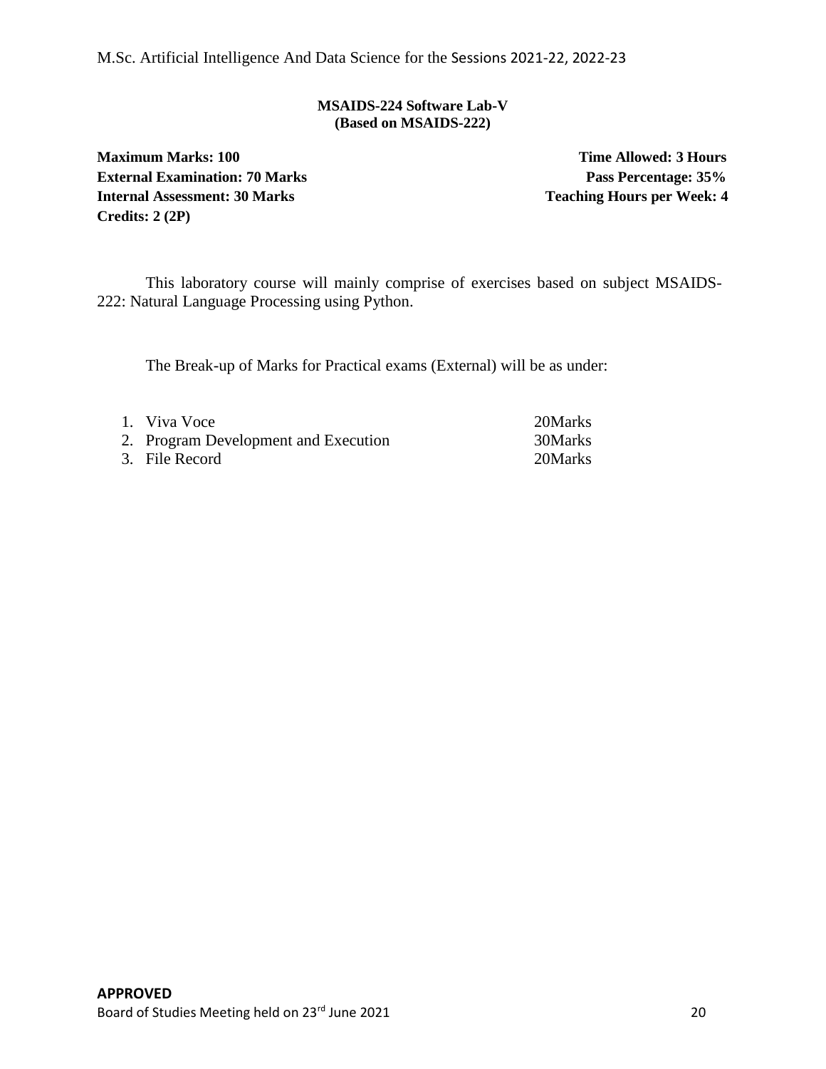**MSAIDS-224 Software Lab-V**
**(Based on MSAIDS-222)**

**Maximum Marks: 100** | **Time Allowed: 3 Hours**
**External Examination: 70 Marks** | **Pass Percentage: 35%**
**Internal Assessment: 30 Marks** | **Teaching Hours per Week: 4**
**Credits: 2 (2P)**

This laboratory course will mainly comprise of exercises based on subject MSAIDS-222: Natural Language Processing using Python.

The Break-up of Marks for Practical exams (External) will be as under:

1. Viva Voce 20Marks
2. Program Development and Execution 30Marks
3. File Record 20Marks

**APPROVED**
Board of Studies Meeting held on 23rd June 2021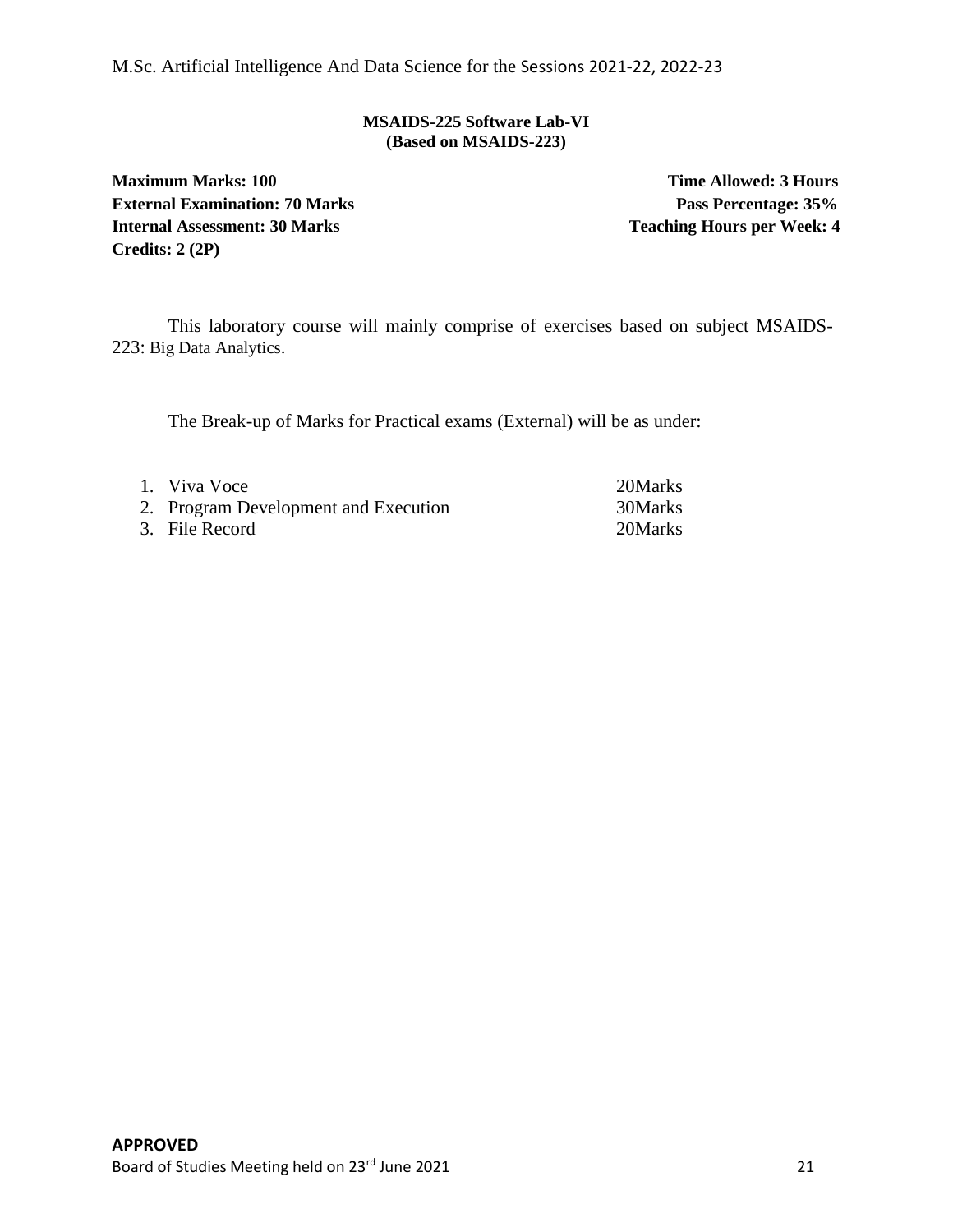**MSAIDS-225 Software Lab-VI**
**(Based on MSAIDS-223)**

**Maximum Marks: 100** | **Time Allowed: 3 Hours**
**External Examination: 70 Marks** | **Pass Percentage: 35%**
**Internal Assessment: 30 Marks** | **Teaching Hours per Week: 4**
**Credits: 2 (2P)**

This laboratory course will mainly comprise of exercises based on subject MSAIDS-223: Big Data Analytics.

The Break-up of Marks for Practical exams (External) will be as under:

1. Viva Voce 20Marks
2. Program Development and Execution 30Marks
3. File Record 20Marks

**APPROVED**
Board of Studies Meeting held on 23rd June 2021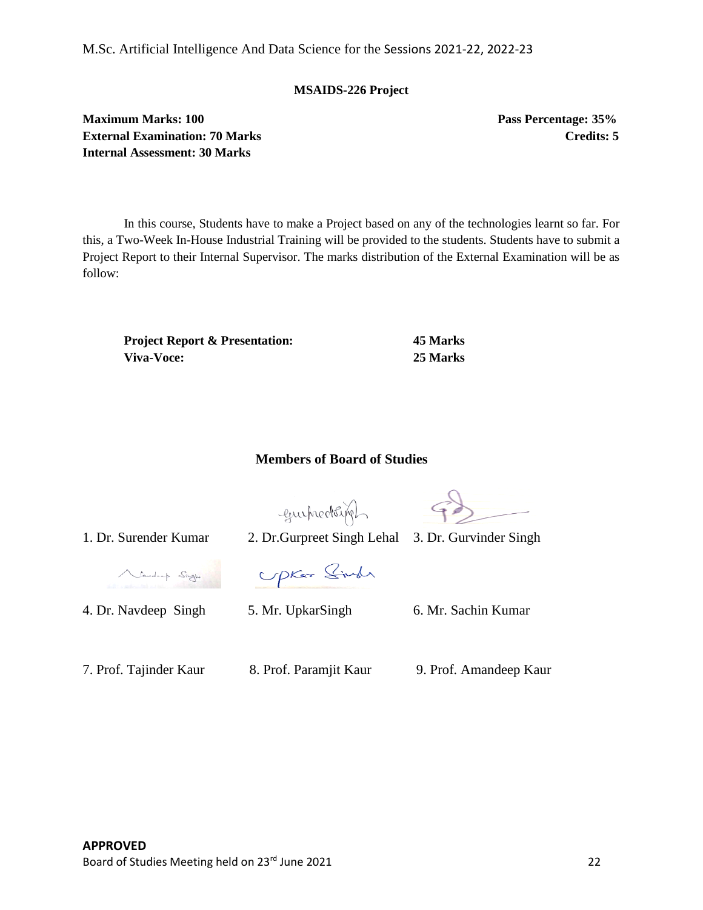**MSAIDS-226 Project**

**Maximum Marks: 100** **Pass Percentage: 35%**
**External Examination: 70 Marks** **Credits: 5**
**Internal Assessment: 30 Marks**

In this course, Students have to make a Project based on any of the technologies learnt so far. For this, a Two-Week In-House Industrial Training will be provided to the students. Students have to submit a Project Report to their Internal Supervisor. The marks distribution of the External Examination will be as follow:

| | |
|---|---|
| **Project Report & Presentation:** | **45 Marks** |
| **Viva-Voce:** | **25 Marks** |

**Members of Board of Studies**

| | | |
|---|---|---|
| 1. Dr. Surender Kumar | 2. Dr.Gurpreet Singh Lehal | 3. Dr. Gurvinder Singh |
| 4. Dr. Navdeep Singh | 5. Mr. UpkarSingh | 6. Mr. Sachin Kumar |
| 7. Prof. Tajinder Kaur | 8. Prof. Paramjit Kaur | 9. Prof. Amandeep Kaur |

**APPROVED**
Board of Studies Meeting held on 23rd June 2021